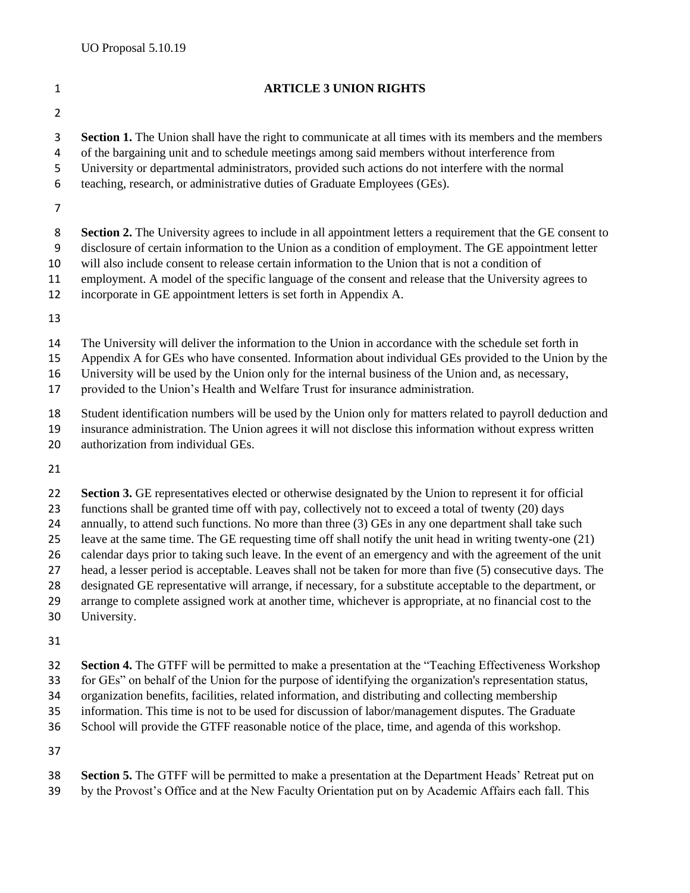UO Proposal 5.10.19

# ARTICLE 3 UNION RIGHTS

**Section 1.** The Union shall have the right to communicate at all times with its members and the members of the bargaining unit and to schedule meetings among said members without interference from University or departmental administrators, provided such actions do not interfere with the normal teaching, research, or administrative duties of Graduate Employees (GEs).

**Section 2.** The University agrees to include in all appointment letters a requirement that the GE consent to disclosure of certain information to the Union as a condition of employment. The GE appointment letter will also include consent to release certain information to the Union that is not a condition of employment. A model of the specific language of the consent and release that the University agrees to incorporate in GE appointment letters is set forth in Appendix A.

The University will deliver the information to the Union in accordance with the schedule set forth in Appendix A for GEs who have consented. Information about individual GEs provided to the Union by the University will be used by the Union only for the internal business of the Union and, as necessary, provided to the Union's Health and Welfare Trust for insurance administration.

Student identification numbers will be used by the Union only for matters related to payroll deduction and insurance administration. The Union agrees it will not disclose this information without express written authorization from individual GEs.

**Section 3.** GE representatives elected or otherwise designated by the Union to represent it for official functions shall be granted time off with pay, collectively not to exceed a total of twenty (20) days annually, to attend such functions. No more than three (3) GEs in any one department shall take such leave at the same time. The GE requesting time off shall notify the unit head in writing twenty-one (21) calendar days prior to taking such leave. In the event of an emergency and with the agreement of the unit head, a lesser period is acceptable. Leaves shall not be taken for more than five (5) consecutive days. The designated GE representative will arrange, if necessary, for a substitute acceptable to the department, or arrange to complete assigned work at another time, whichever is appropriate, at no financial cost to the University.

**Section 4.** The GTFF will be permitted to make a presentation at the "Teaching Effectiveness Workshop for GEs" on behalf of the Union for the purpose of identifying the organization's representation status, organization benefits, facilities, related information, and distributing and collecting membership information. This time is not to be used for discussion of labor/management disputes. The Graduate School will provide the GTFF reasonable notice of the place, time, and agenda of this workshop.

**Section 5.** The GTFF will be permitted to make a presentation at the Department Heads' Retreat put on by the Provost's Office and at the New Faculty Orientation put on by Academic Affairs each fall. This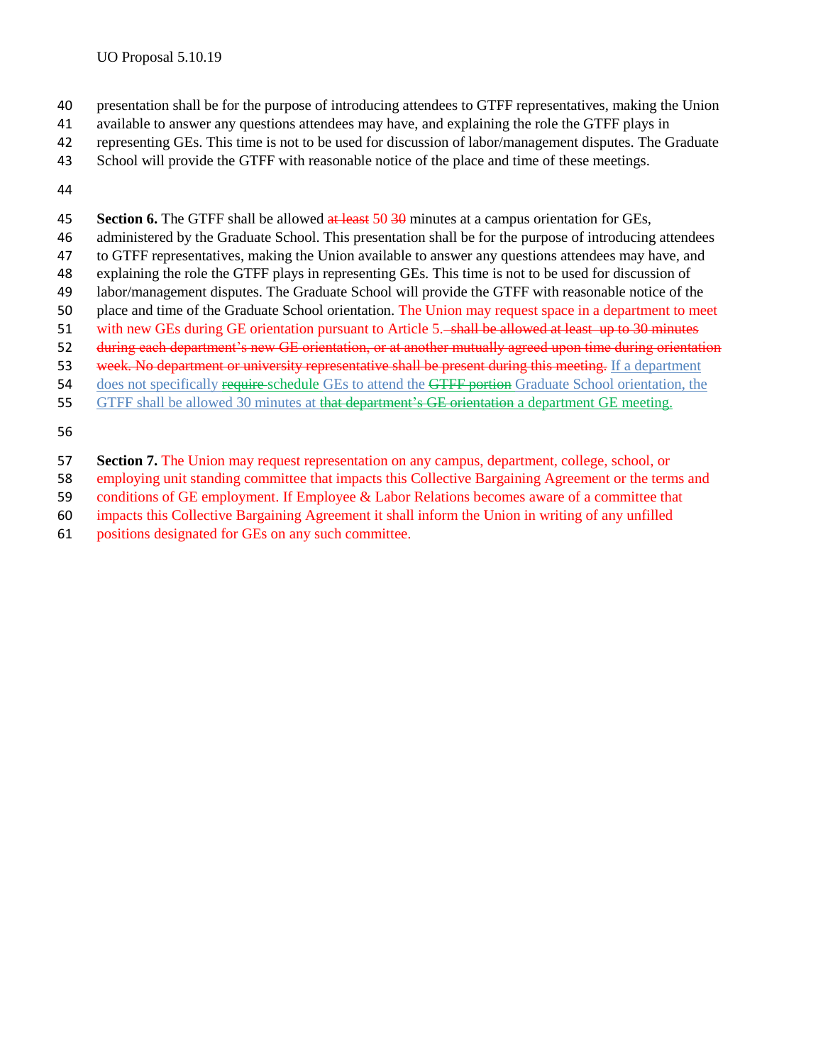presentation shall be for the purpose of introducing attendees to GTFF representatives, making the Union available to answer any questions attendees may have, and explaining the role the GTFF plays in representing GEs. This time is not to be used for discussion of labor/management disputes. The Graduate School will provide the GTFF with reasonable notice of the place and time of these meetings.

**Section 6.** The GTFF shall be allowed ~~at least~~ 50 ~~30~~ minutes at a campus orientation for GEs, administered by the Graduate School. This presentation shall be for the purpose of introducing attendees to GTFF representatives, making the Union available to answer any questions attendees may have, and explaining the role the GTFF plays in representing GEs. This time is not to be used for discussion of labor/management disputes. The Graduate School will provide the GTFF with reasonable notice of the place and time of the Graduate School orientation. The Union may request space in a department to meet with new GEs during GE orientation pursuant to Article 5. ~~shall be allowed at least up to 30 minutes during each department's new GE orientation, or at another mutually agreed upon time during orientation week. No department or university representative shall be present during this meeting.~~ If a department does not specifically ~~require~~ schedule GEs to attend the ~~GTFF portion~~ Graduate School orientation, the GTFF shall be allowed 30 minutes at ~~that department's GE orientation~~ a department GE meeting.

**Section 7.** The Union may request representation on any campus, department, college, school, or employing unit standing committee that impacts this Collective Bargaining Agreement or the terms and conditions of GE employment. If Employee & Labor Relations becomes aware of a committee that impacts this Collective Bargaining Agreement it shall inform the Union in writing of any unfilled positions designated for GEs on any such committee.